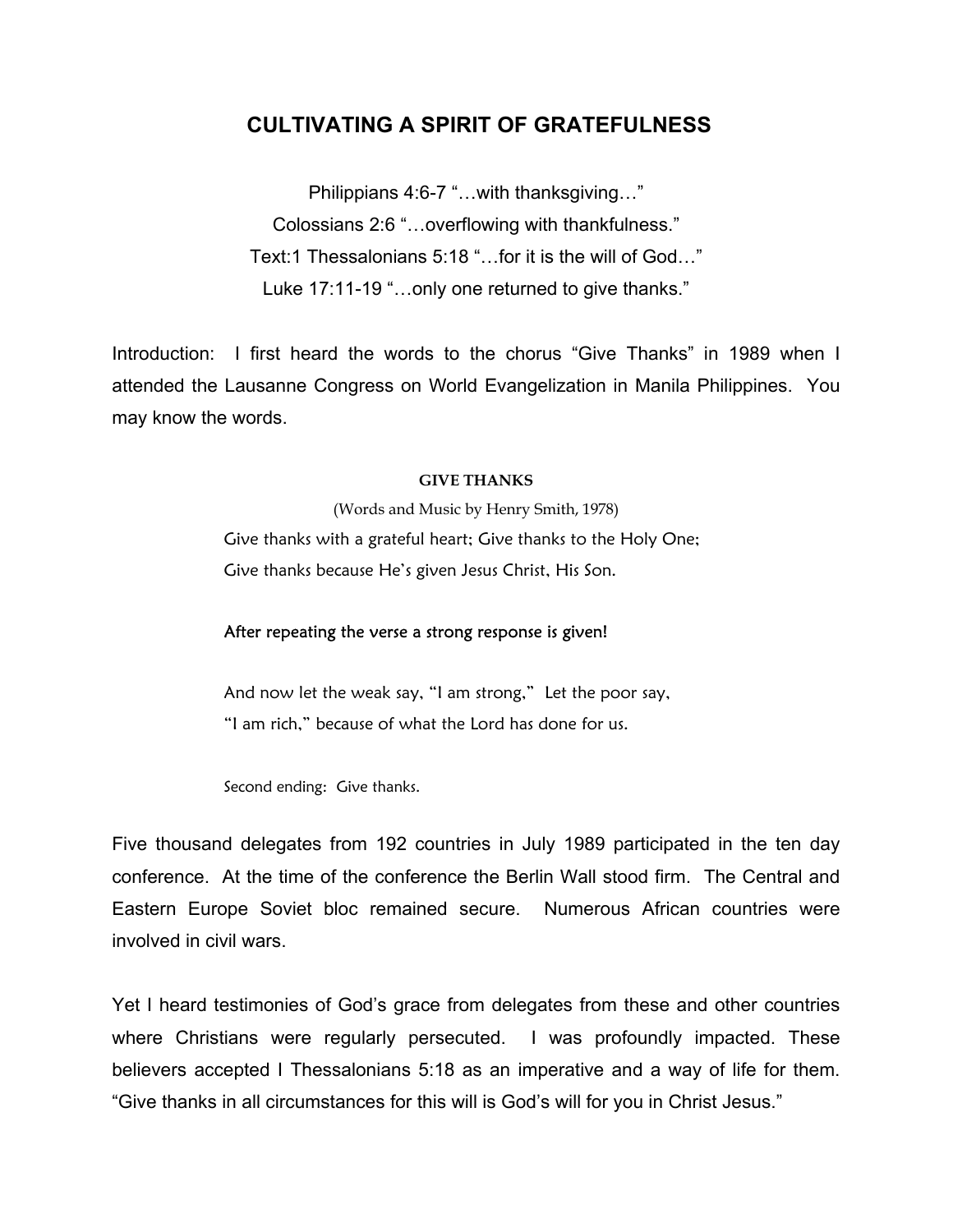# CULTIVATING A SPIRIT OF GRATEFULNESS

Philippians 4:6-7 "…with thanksgiving…"
Colossians 2:6 "…overflowing with thankfulness."
Text:1 Thessalonians 5:18 "…for it is the will of God…"
Luke 17:11-19 "…only one returned to give thanks."

Introduction: I first heard the words to the chorus "Give Thanks" in 1989 when I attended the Lausanne Congress on World Evangelization in Manila Philippines. You may know the words.

**GIVE THANKS**

(Words and Music by Henry Smith, 1978)

Give thanks with a grateful heart; Give thanks to the Holy One;
Give thanks because He's given Jesus Christ, His Son.

After repeating the verse a strong response is given!

And now let the weak say, "I am strong," Let the poor say,
"I am rich," because of what the Lord has done for us.

Second ending: Give thanks.

Five thousand delegates from 192 countries in July 1989 participated in the ten day conference. At the time of the conference the Berlin Wall stood firm. The Central and Eastern Europe Soviet bloc remained secure. Numerous African countries were involved in civil wars.

Yet I heard testimonies of God's grace from delegates from these and other countries where Christians were regularly persecuted. I was profoundly impacted. These believers accepted I Thessalonians 5:18 as an imperative and a way of life for them. "Give thanks in all circumstances for this will is God's will for you in Christ Jesus."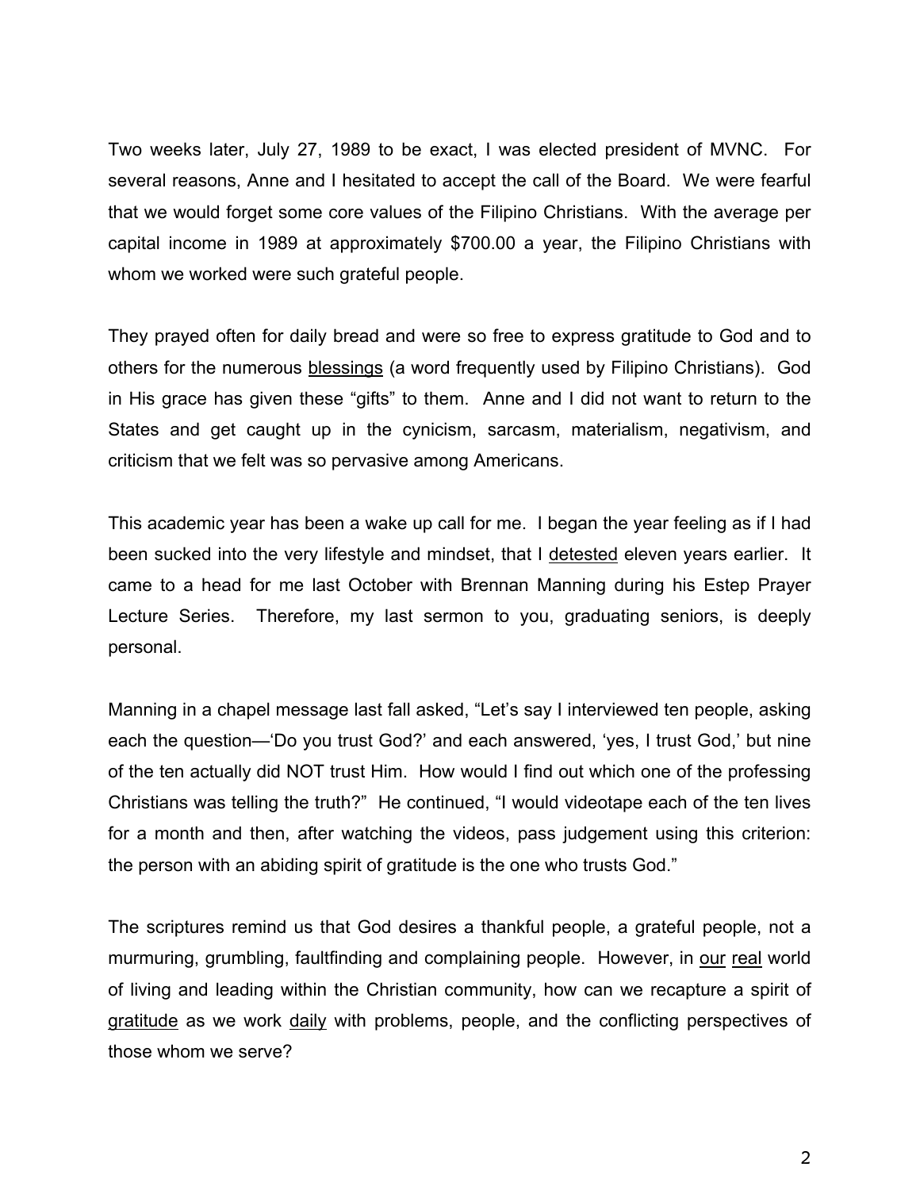Two weeks later, July 27, 1989 to be exact, I was elected president of MVNC. For several reasons, Anne and I hesitated to accept the call of the Board. We were fearful that we would forget some core values of the Filipino Christians. With the average per capital income in 1989 at approximately $700.00 a year, the Filipino Christians with whom we worked were such grateful people.

They prayed often for daily bread and were so free to express gratitude to God and to others for the numerous <u>blessings</u> (a word frequently used by Filipino Christians). God in His grace has given these "gifts" to them. Anne and I did not want to return to the States and get caught up in the cynicism, sarcasm, materialism, negativism, and criticism that we felt was so pervasive among Americans.

This academic year has been a wake up call for me. I began the year feeling as if I had been sucked into the very lifestyle and mindset, that I <u>detested</u> eleven years earlier. It came to a head for me last October with Brennan Manning during his Estep Prayer Lecture Series. Therefore, my last sermon to you, graduating seniors, is deeply personal.

Manning in a chapel message last fall asked, "Let's say I interviewed ten people, asking each the question—'Do you trust God?' and each answered, 'yes, I trust God,' but nine of the ten actually did NOT trust Him. How would I find out which one of the professing Christians was telling the truth?" He continued, "I would videotape each of the ten lives for a month and then, after watching the videos, pass judgement using this criterion: the person with an abiding spirit of gratitude is the one who trusts God."

The scriptures remind us that God desires a thankful people, a grateful people, not a murmuring, grumbling, faultfinding and complaining people. However, in <u>our</u> <u>real</u> world of living and leading within the Christian community, how can we recapture a spirit of <u>gratitude</u> as we work <u>daily</u> with problems, people, and the conflicting perspectives of those whom we serve?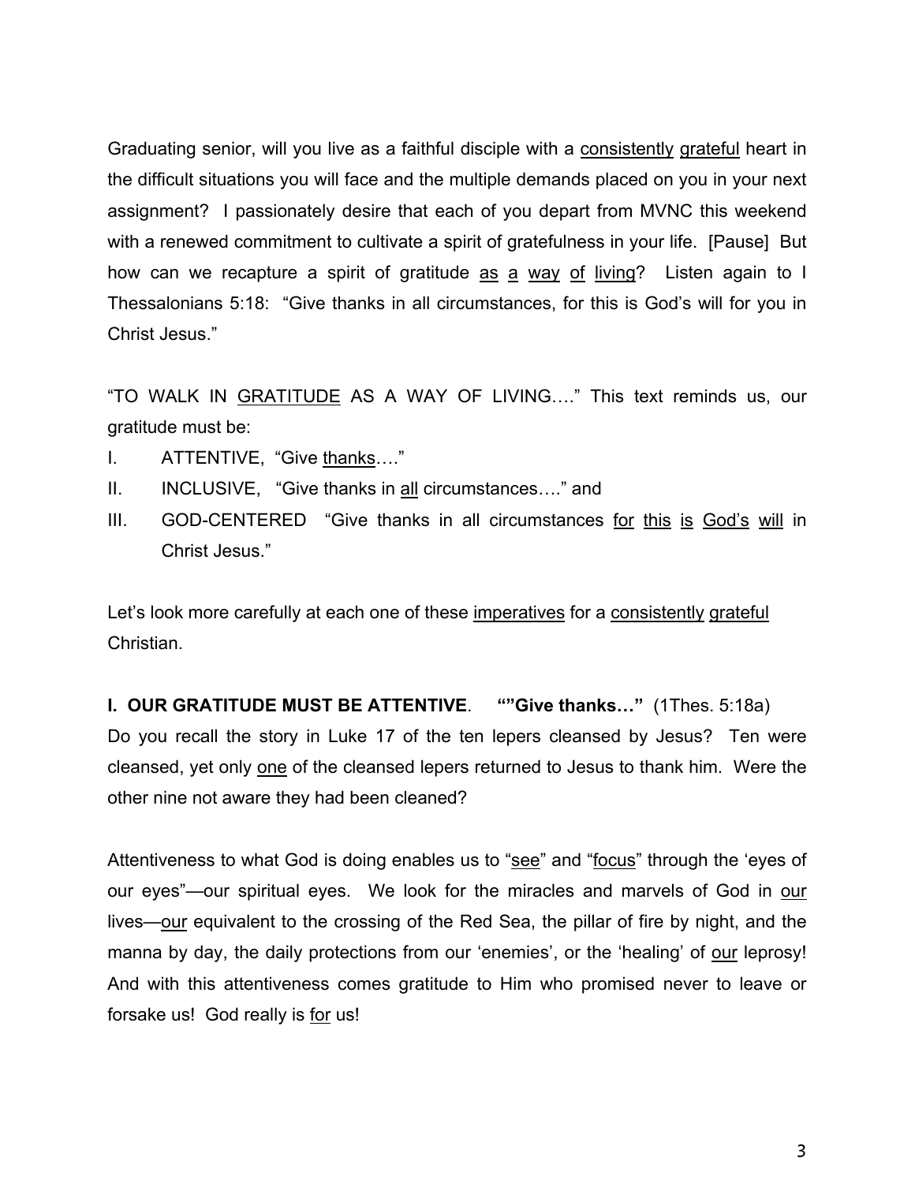Graduating senior, will you live as a faithful disciple with a consistently grateful heart in the difficult situations you will face and the multiple demands placed on you in your next assignment? I passionately desire that each of you depart from MVNC this weekend with a renewed commitment to cultivate a spirit of gratefulness in your life. [Pause] But how can we recapture a spirit of gratitude as a way of living? Listen again to I Thessalonians 5:18: "Give thanks in all circumstances, for this is God's will for you in Christ Jesus."

"TO WALK IN GRATITUDE AS A WAY OF LIVING…." This text reminds us, our gratitude must be:

I. ATTENTIVE, "Give thanks…."
II. INCLUSIVE, "Give thanks in all circumstances…." and
III. GOD-CENTERED "Give thanks in all circumstances for this is God's will in Christ Jesus."

Let's look more carefully at each one of these imperatives for a consistently grateful Christian.

**I. OUR GRATITUDE MUST BE ATTENTIVE**. **""Give thanks…"** (1Thes. 5:18a)
Do you recall the story in Luke 17 of the ten lepers cleansed by Jesus? Ten were cleansed, yet only one of the cleansed lepers returned to Jesus to thank him. Were the other nine not aware they had been cleaned?

Attentiveness to what God is doing enables us to "see" and "focus" through the 'eyes of our eyes"—our spiritual eyes. We look for the miracles and marvels of God in our lives—our equivalent to the crossing of the Red Sea, the pillar of fire by night, and the manna by day, the daily protections from our 'enemies', or the 'healing' of our leprosy! And with this attentiveness comes gratitude to Him who promised never to leave or forsake us! God really is for us!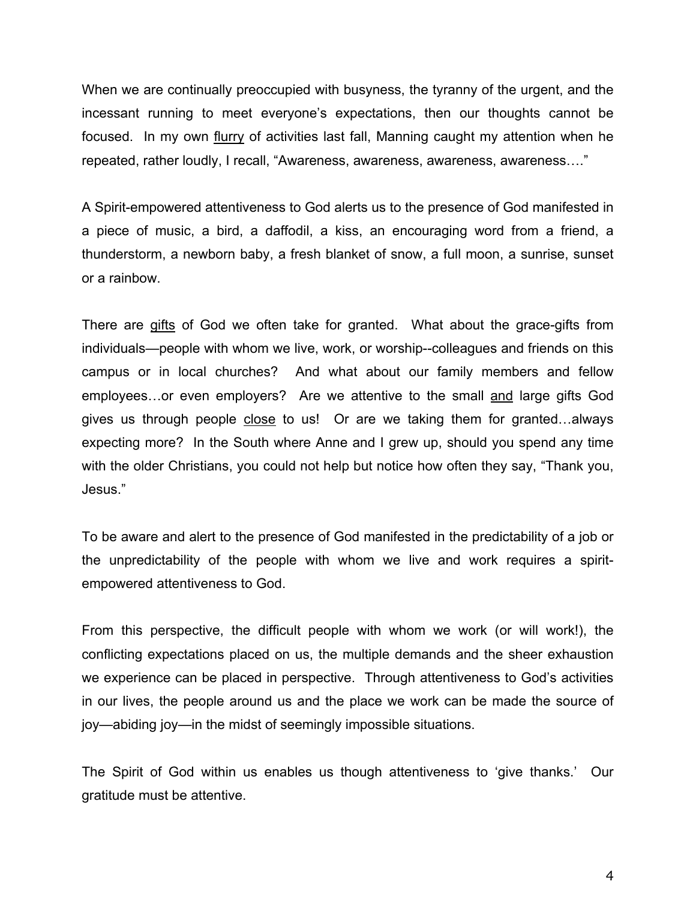When we are continually preoccupied with busyness, the tyranny of the urgent, and the incessant running to meet everyone's expectations, then our thoughts cannot be focused. In my own <u>flurry</u> of activities last fall, Manning caught my attention when he repeated, rather loudly, I recall, "Awareness, awareness, awareness, awareness…."

A Spirit-empowered attentiveness to God alerts us to the presence of God manifested in a piece of music, a bird, a daffodil, a kiss, an encouraging word from a friend, a thunderstorm, a newborn baby, a fresh blanket of snow, a full moon, a sunrise, sunset or a rainbow.

There are <u>gifts</u> of God we often take for granted. What about the grace-gifts from individuals—people with whom we live, work, or worship--colleagues and friends on this campus or in local churches? And what about our family members and fellow employees…or even employers? Are we attentive to the small <u>and</u> large gifts God gives us through people <u>close</u> to us! Or are we taking them for granted…always expecting more? In the South where Anne and I grew up, should you spend any time with the older Christians, you could not help but notice how often they say, "Thank you, Jesus."

To be aware and alert to the presence of God manifested in the predictability of a job or the unpredictability of the people with whom we live and work requires a spirit-empowered attentiveness to God.

From this perspective, the difficult people with whom we work (or will work!), the conflicting expectations placed on us, the multiple demands and the sheer exhaustion we experience can be placed in perspective. Through attentiveness to God's activities in our lives, the people around us and the place we work can be made the source of joy—abiding joy—in the midst of seemingly impossible situations.

The Spirit of God within us enables us though attentiveness to 'give thanks.' Our gratitude must be attentive.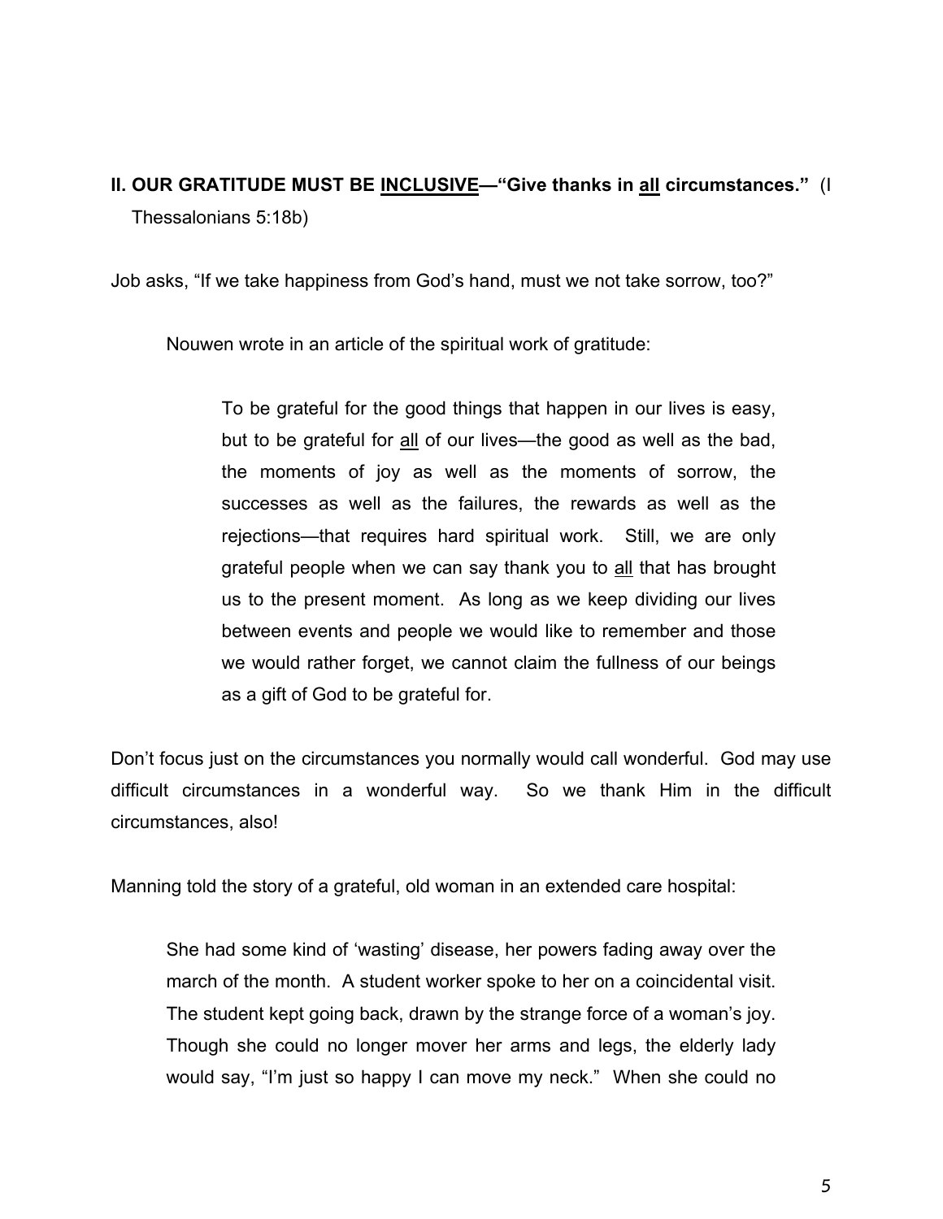**II. OUR GRATITUDE MUST BE <u>INCLUSIVE</u>—"Give thanks in <u>all</u> circumstances."** (I Thessalonians 5:18b)

Job asks, "If we take happiness from God's hand, must we not take sorrow, too?"

Nouwen wrote in an article of the spiritual work of gratitude:

> To be grateful for the good things that happen in our lives is easy, but to be grateful for <u>all</u> of our lives—the good as well as the bad, the moments of joy as well as the moments of sorrow, the successes as well as the failures, the rewards as well as the rejections—that requires hard spiritual work. Still, we are only grateful people when we can say thank you to <u>all</u> that has brought us to the present moment. As long as we keep dividing our lives between events and people we would like to remember and those we would rather forget, we cannot claim the fullness of our beings as a gift of God to be grateful for.

Don't focus just on the circumstances you normally would call wonderful. God may use difficult circumstances in a wonderful way. So we thank Him in the difficult circumstances, also!

Manning told the story of a grateful, old woman in an extended care hospital:

> She had some kind of 'wasting' disease, her powers fading away over the march of the month. A student worker spoke to her on a coincidental visit. The student kept going back, drawn by the strange force of a woman's joy. Though she could no longer mover her arms and legs, the elderly lady would say, "I'm just so happy I can move my neck." When she could no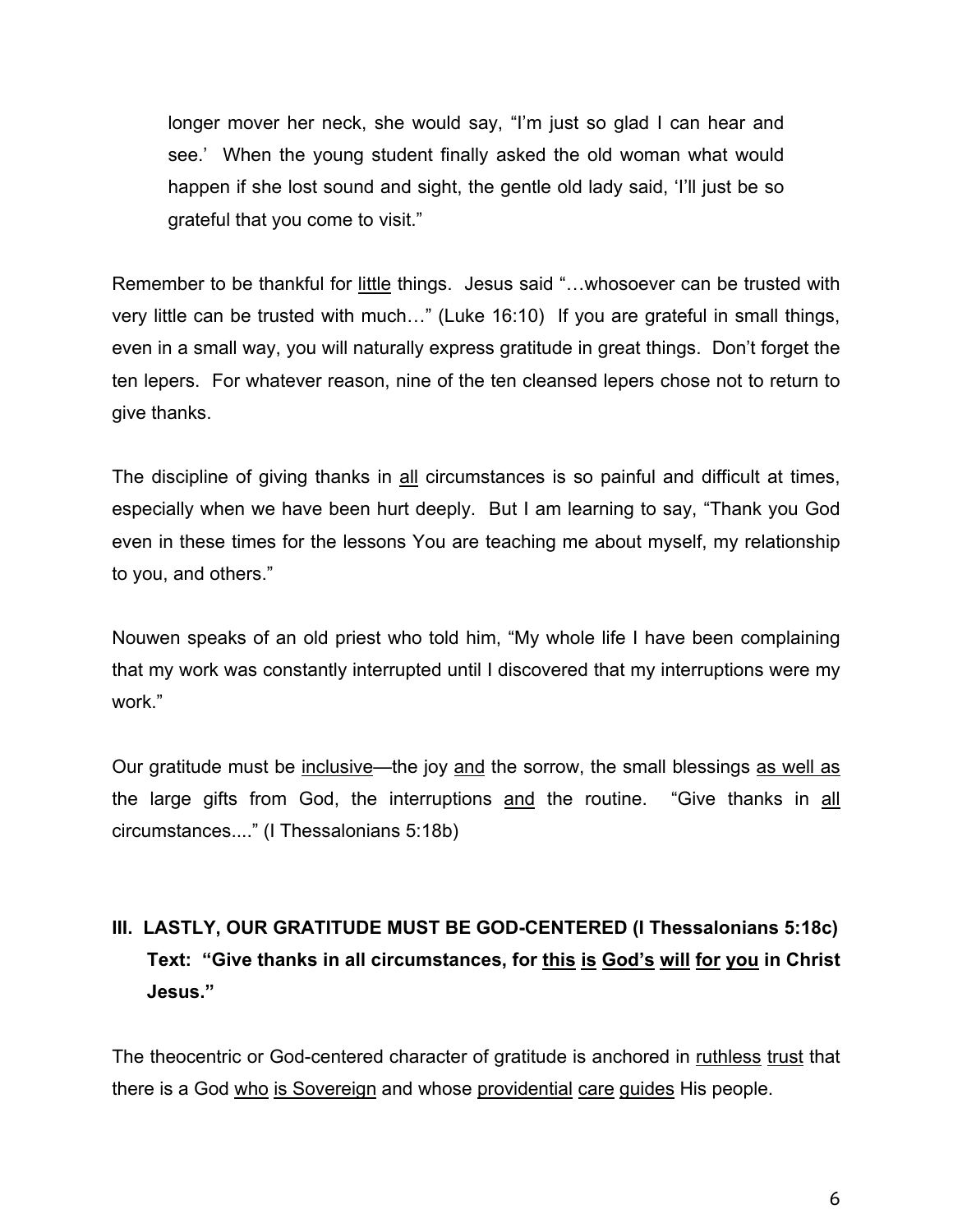> longer mover her neck, she would say, "I'm just so glad I can hear and see.' When the young student finally asked the old woman what would happen if she lost sound and sight, the gentle old lady said, 'I'll just be so grateful that you come to visit."

Remember to be thankful for <u>little</u> things. Jesus said "…whosoever can be trusted with very little can be trusted with much…" (Luke 16:10) If you are grateful in small things, even in a small way, you will naturally express gratitude in great things. Don't forget the ten lepers. For whatever reason, nine of the ten cleansed lepers chose not to return to give thanks.

The discipline of giving thanks in <u>all</u> circumstances is so painful and difficult at times, especially when we have been hurt deeply. But I am learning to say, "Thank you God even in these times for the lessons You are teaching me about myself, my relationship to you, and others."

Nouwen speaks of an old priest who told him, "My whole life I have been complaining that my work was constantly interrupted until I discovered that my interruptions were my work."

Our gratitude must be <u>inclusive</u>—the joy <u>and</u> the sorrow, the small blessings <u>as well as</u> the large gifts from God, the interruptions <u>and</u> the routine. "Give thanks in <u>all</u> circumstances...." (I Thessalonians 5:18b)

## III. LASTLY, OUR GRATITUDE MUST BE GOD-CENTERED (I Thessalonians 5:18c)

**Text: "Give thanks in all circumstances, for <u>this</u> <u>is</u> <u>God's</u> <u>will</u> <u>for</u> <u>you</u> in Christ Jesus."**

The theocentric or God-centered character of gratitude is anchored in <u>ruthless</u> <u>trust</u> that there is a God <u>who</u> <u>is Sovereign</u> and whose <u>providential</u> <u>care</u> <u>guides</u> His people.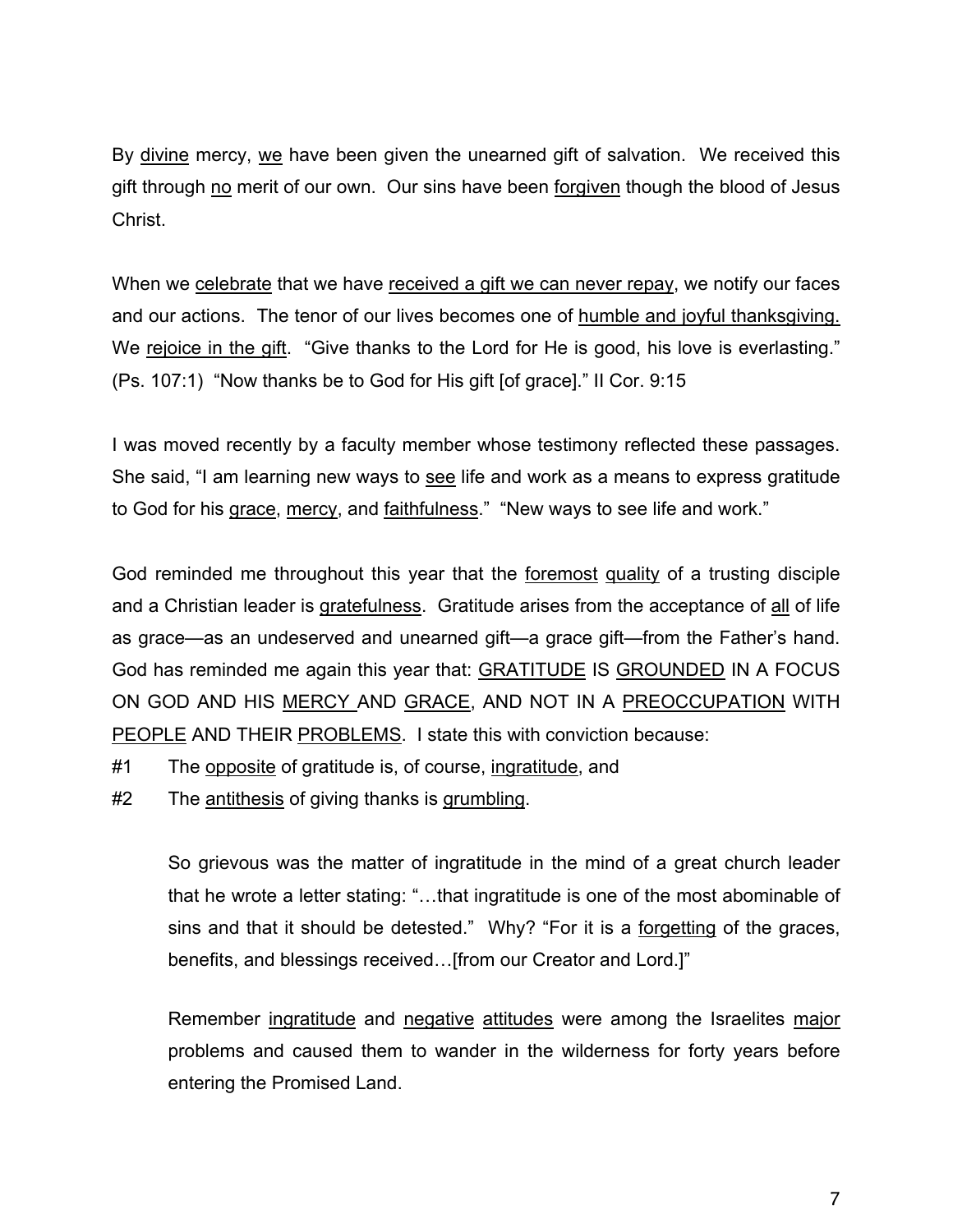By divine mercy, we have been given the unearned gift of salvation. We received this gift through no merit of our own. Our sins have been forgiven though the blood of Jesus Christ.

When we celebrate that we have received a gift we can never repay, we notify our faces and our actions. The tenor of our lives becomes one of humble and joyful thanksgiving. We rejoice in the gift. "Give thanks to the Lord for He is good, his love is everlasting." (Ps. 107:1) "Now thanks be to God for His gift [of grace]." II Cor. 9:15

I was moved recently by a faculty member whose testimony reflected these passages. She said, "I am learning new ways to see life and work as a means to express gratitude to God for his grace, mercy, and faithfulness." "New ways to see life and work."

God reminded me throughout this year that the foremost quality of a trusting disciple and a Christian leader is gratefulness. Gratitude arises from the acceptance of all of life as grace—as an undeserved and unearned gift—a grace gift—from the Father's hand. God has reminded me again this year that: GRATITUDE IS GROUNDED IN A FOCUS ON GOD AND HIS MERCY AND GRACE, AND NOT IN A PREOCCUPATION WITH PEOPLE AND THEIR PROBLEMS. I state this with conviction because:

#1 The opposite of gratitude is, of course, ingratitude, and

#2 The antithesis of giving thanks is grumbling.

> So grievous was the matter of ingratitude in the mind of a great church leader that he wrote a letter stating: "…that ingratitude is one of the most abominable of sins and that it should be detested." Why? "For it is a forgetting of the graces, benefits, and blessings received…[from our Creator and Lord.]"
>
> Remember ingratitude and negative attitudes were among the Israelites major problems and caused them to wander in the wilderness for forty years before entering the Promised Land.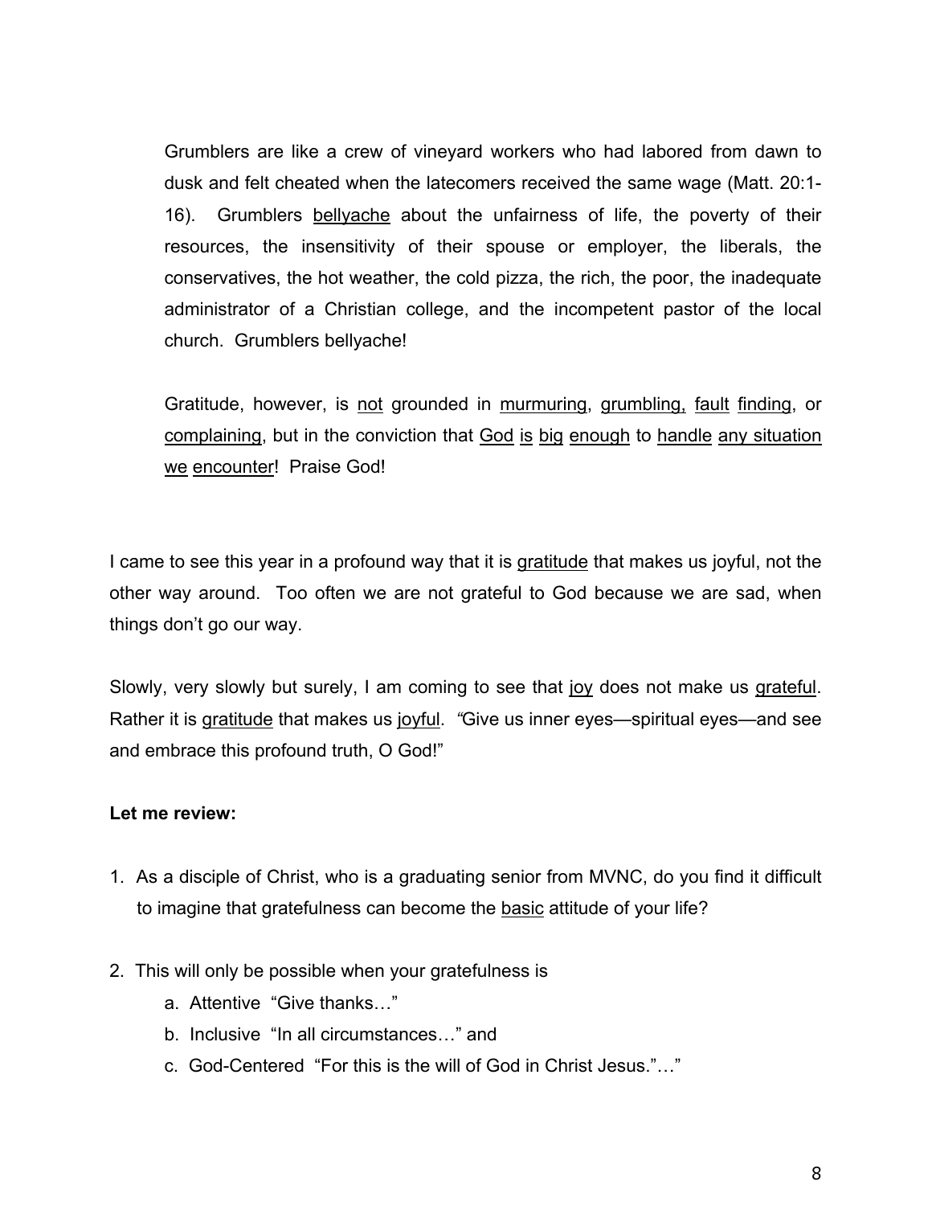> Grumblers are like a crew of vineyard workers who had labored from dawn to dusk and felt cheated when the latecomers received the same wage (Matt. 20:1-16). Grumblers bellyache about the unfairness of life, the poverty of their resources, the insensitivity of their spouse or employer, the liberals, the conservatives, the hot weather, the cold pizza, the rich, the poor, the inadequate administrator of a Christian college, and the incompetent pastor of the local church. Grumblers bellyache!
>
> Gratitude, however, is not grounded in murmuring, grumbling, fault finding, or complaining, but in the conviction that God is big enough to handle any situation we encounter! Praise God!

I came to see this year in a profound way that it is gratitude that makes us joyful, not the other way around. Too often we are not grateful to God because we are sad, when things don't go our way.

Slowly, very slowly but surely, I am coming to see that joy does not make us grateful. Rather it is gratitude that makes us joyful. *"*Give us inner eyes—spiritual eyes—and see and embrace this profound truth, O God!"

**Let me review:**

1. As a disciple of Christ, who is a graduating senior from MVNC, do you find it difficult to imagine that gratefulness can become the basic attitude of your life?

2. This will only be possible when your gratefulness is
   a. Attentive "Give thanks…"
   b. Inclusive "In all circumstances…" and
   c. God-Centered "For this is the will of God in Christ Jesus."…"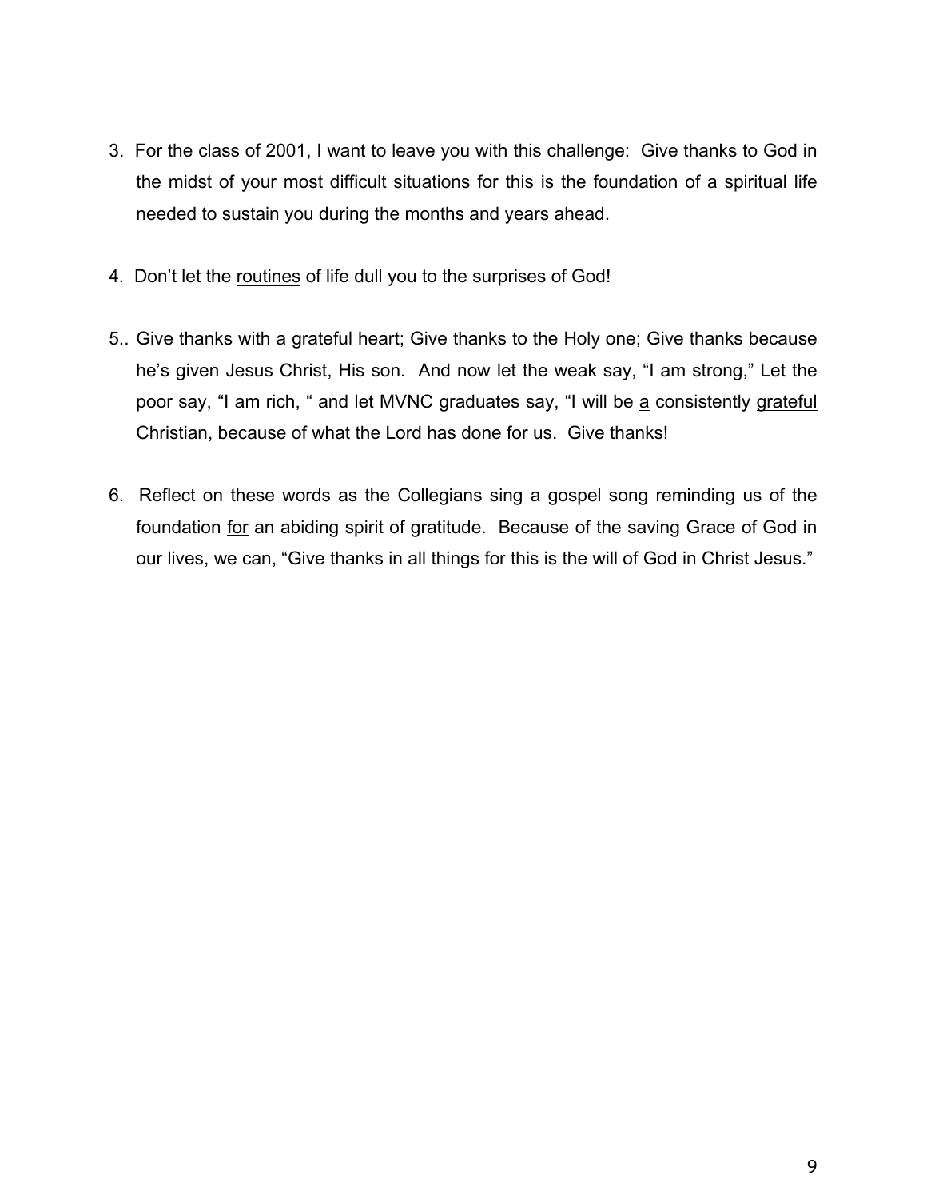3. For the class of 2001, I want to leave you with this challenge: Give thanks to God in the midst of your most difficult situations for this is the foundation of a spiritual life needed to sustain you during the months and years ahead.

4. Don't let the <u>routines</u> of life dull you to the surprises of God!

5.. Give thanks with a grateful heart; Give thanks to the Holy one; Give thanks because he's given Jesus Christ, His son. And now let the weak say, "I am strong," Let the poor say, "I am rich, " and let MVNC graduates say, "I will be <u>a</u> consistently <u>grateful</u> Christian, because of what the Lord has done for us. Give thanks!

6. Reflect on these words as the Collegians sing a gospel song reminding us of the foundation <u>for</u> an abiding spirit of gratitude. Because of the saving Grace of God in our lives, we can, "Give thanks in all things for this is the will of God in Christ Jesus."